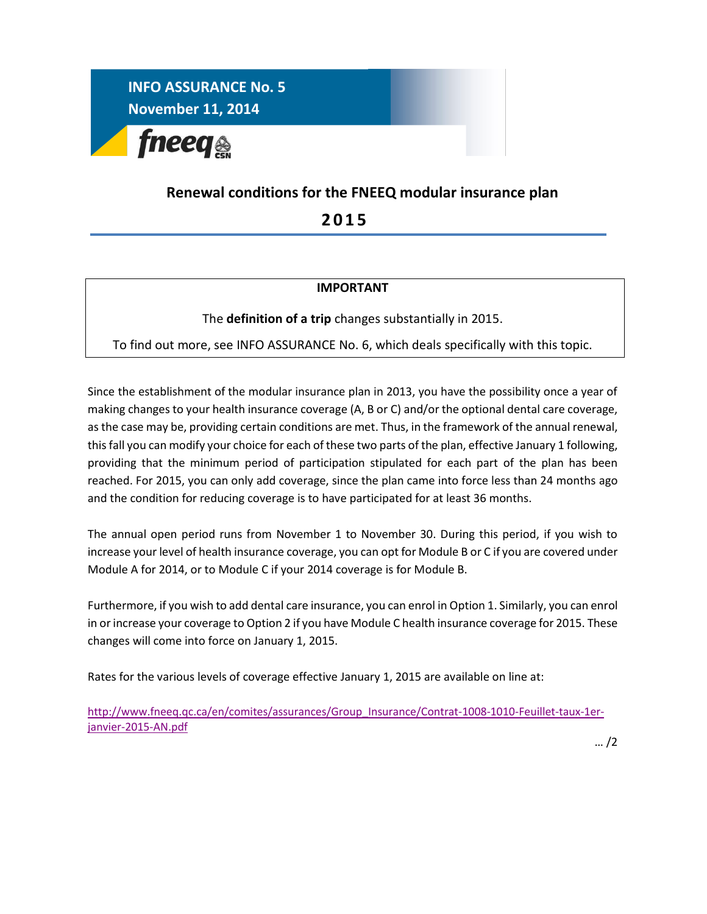**INFO ASSURANCE No. 5**
**November 11, 2014**

fneeq CSN

# Renewal conditions for the FNEEQ modular insurance plan

## 2015

---

**IMPORTANT**

The **definition of a trip** changes substantially in 2015.

To find out more, see INFO ASSURANCE No. 6, which deals specifically with this topic.

---

Since the establishment of the modular insurance plan in 2013, you have the possibility once a year of making changes to your health insurance coverage (A, B or C) and/or the optional dental care coverage, as the case may be, providing certain conditions are met. Thus, in the framework of the annual renewal, this fall you can modify your choice for each of these two parts of the plan, effective January 1 following, providing that the minimum period of participation stipulated for each part of the plan has been reached. For 2015, you can only add coverage, since the plan came into force less than 24 months ago and the condition for reducing coverage is to have participated for at least 36 months.

The annual open period runs from November 1 to November 30. During this period, if you wish to increase your level of health insurance coverage, you can opt for Module B or C if you are covered under Module A for 2014, or to Module C if your 2014 coverage is for Module B.

Furthermore, if you wish to add dental care insurance, you can enrol in Option 1. Similarly, you can enrol in or increase your coverage to Option 2 if you have Module C health insurance coverage for 2015. These changes will come into force on January 1, 2015.

Rates for the various levels of coverage effective January 1, 2015 are available on line at:

http://www.fneeq.qc.ca/en/comites/assurances/Group_Insurance/Contrat-1008-1010-Feuillet-taux-1er-janvier-2015-AN.pdf

… /2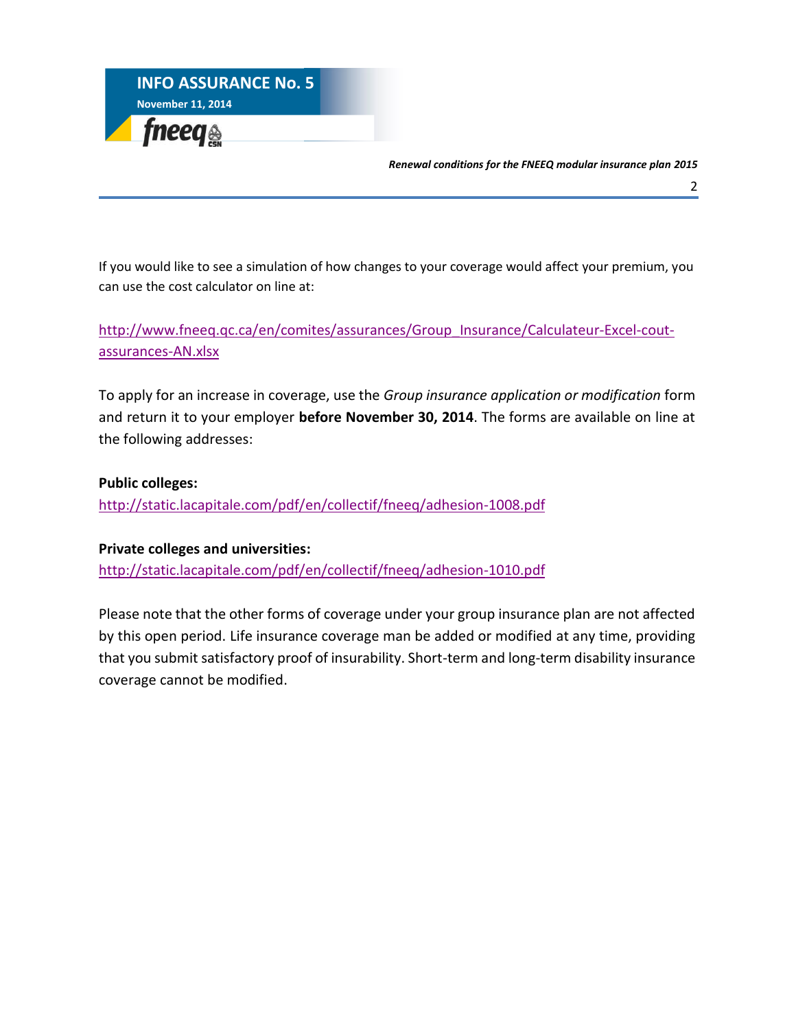If you would like to see a simulation of how changes to your coverage would affect your premium, you can use the cost calculator on line at:

http://www.fneeq.qc.ca/en/comites/assurances/Group_Insurance/Calculateur-Excel-cout-assurances-AN.xlsx

To apply for an increase in coverage, use the *Group insurance application or modification* form and return it to your employer **before November 30, 2014**. The forms are available on line at the following addresses:

**Public colleges:**
http://static.lacapitale.com/pdf/en/collectif/fneeq/adhesion-1008.pdf

**Private colleges and universities:**
http://static.lacapitale.com/pdf/en/collectif/fneeq/adhesion-1010.pdf

Please note that the other forms of coverage under your group insurance plan are not affected by this open period. Life insurance coverage man be added or modified at any time, providing that you submit satisfactory proof of insurability. Short-term and long-term disability insurance coverage cannot be modified.